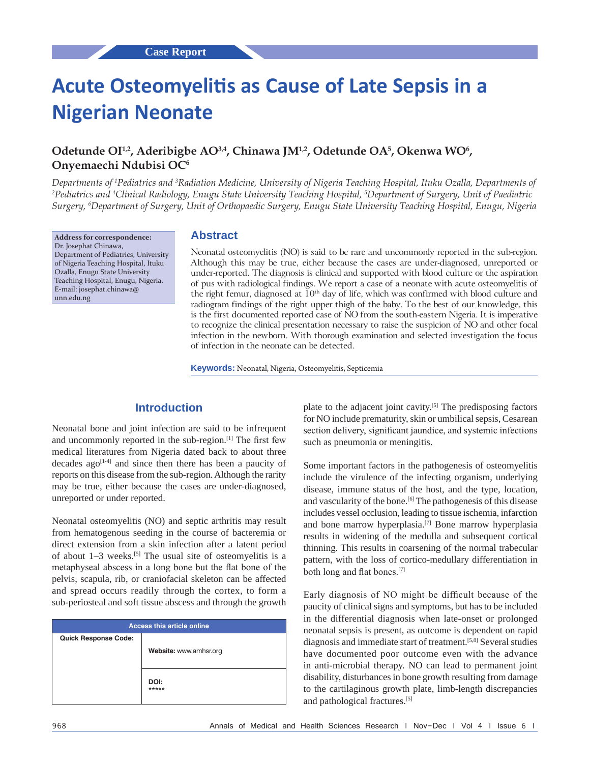Case Report

# Acute Osteomyelitis as Cause of Late Sepsis in a Nigerian Neonate

**Odetunde OI[1,2], Aderibigbe AO[3,4], Chinawa JM[1,2], Odetunde OA[5], Okenwa WO[6], Onyemaechi Ndubisi OC[6]**

*Departments of [1]Pediatrics and [3]Radiation Medicine, University of Nigeria Teaching Hospital, Ituku Ozalla, Departments of [2]Pediatrics and [4]Clinical Radiology, Enugu State University Teaching Hospital, [5]Department of Surgery, Unit of Paediatric Surgery, [6]Department of Surgery, Unit of Orthopaedic Surgery, Enugu State University Teaching Hospital, Enugu, Nigeria*

**Address for correspondence:**
Dr. Josephat Chinawa,
Department of Pediatrics, University of Nigeria Teaching Hospital, Ituku Ozalla, Enugu State University Teaching Hospital, Enugu, Nigeria.
E-mail: josephat.chinawa@unn.edu.ng

## Abstract

Neonatal osteomyelitis (NO) is said to be rare and uncommonly reported in the sub-region. Although this may be true, either because the cases are under-diagnosed, unreported or under-reported. The diagnosis is clinical and supported with blood culture or the aspiration of pus with radiological findings. We report a case of a neonate with acute osteomyelitis of the right femur, diagnosed at 10th day of life, which was confirmed with blood culture and radiogram findings of the right upper thigh of the baby. To the best of our knowledge, this is the first documented reported case of NO from the south-eastern Nigeria. It is imperative to recognize the clinical presentation necessary to raise the suspicion of NO and other focal infection in the newborn. With thorough examination and selected investigation the focus of infection in the neonate can be detected.

**Keywords:** Neonatal, Nigeria, Osteomyelitis, Septicemia

## Introduction

Neonatal bone and joint infection are said to be infrequent and uncommonly reported in the sub-region.[1] The first few medical literatures from Nigeria dated back to about three decades ago[1-4] and since then there has been a paucity of reports on this disease from the sub-region. Although the rarity may be true, either because the cases are under-diagnosed, unreported or under reported.

Neonatal osteomyelitis (NO) and septic arthritis may result from hematogenous seeding in the course of bacteremia or direct extension from a skin infection after a latent period of about 1–3 weeks.[5] The usual site of osteomyelitis is a metaphyseal abscess in a long bone but the flat bone of the pelvis, scapula, rib, or craniofacial skeleton can be affected and spread occurs readily through the cortex, to form a sub-periosteal and soft tissue abscess and through the growth plate to the adjacent joint cavity.[5] The predisposing factors for NO include prematurity, skin or umbilical sepsis, Cesarean section delivery, significant jaundice, and systemic infections such as pneumonia or meningitis.

| Access this article online | |
|---|---|
| Quick Response Code: | Website: www.amhsr.org |
| | DOI: ***** |

Some important factors in the pathogenesis of osteomyelitis include the virulence of the infecting organism, underlying disease, immune status of the host, and the type, location, and vascularity of the bone.[6] The pathogenesis of this disease includes vessel occlusion, leading to tissue ischemia, infarction and bone marrow hyperplasia.[7] Bone marrow hyperplasia results in widening of the medulla and subsequent cortical thinning. This results in coarsening of the normal trabecular pattern, with the loss of cortico-medullary differentiation in both long and flat bones.[7]

Early diagnosis of NO might be difficult because of the paucity of clinical signs and symptoms, but has to be included in the differential diagnosis when late-onset or prolonged neonatal sepsis is present, as outcome is dependent on rapid diagnosis and immediate start of treatment.[5,8] Several studies have documented poor outcome even with the advance in anti-microbial therapy. NO can lead to permanent joint disability, disturbances in bone growth resulting from damage to the cartilaginous growth plate, limb-length discrepancies and pathological fractures.[5]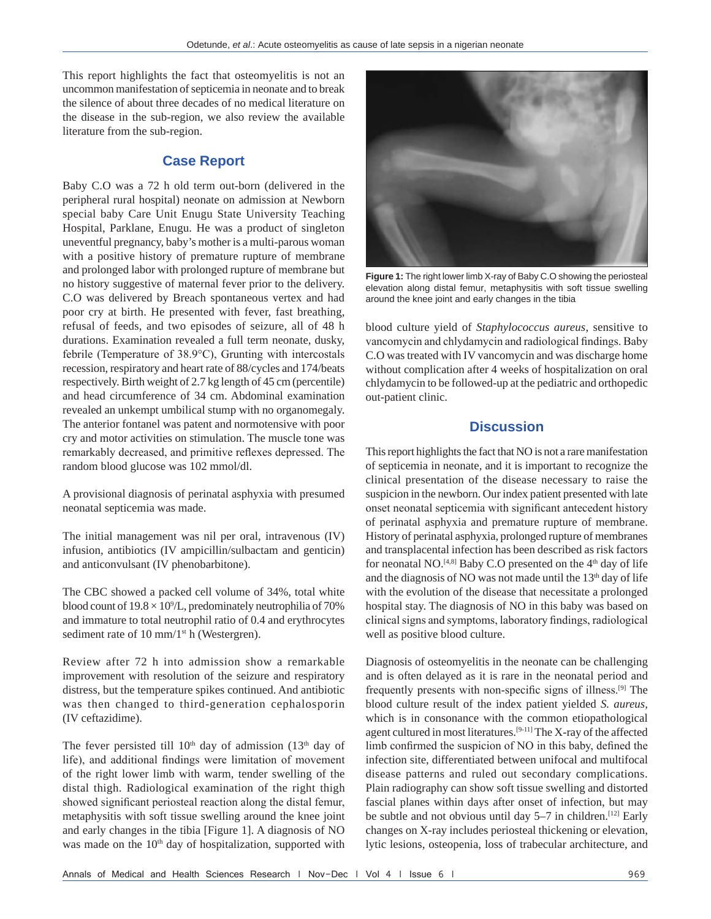This report highlights the fact that osteomyelitis is not an uncommon manifestation of septicemia in neonate and to break the silence of about three decades of no medical literature on the disease in the sub-region, we also review the available literature from the sub-region.

## Case Report

Baby C.O was a 72 h old term out-born (delivered in the peripheral rural hospital) neonate on admission at Newborn special baby Care Unit Enugu State University Teaching Hospital, Parklane, Enugu. He was a product of singleton uneventful pregnancy, baby's mother is a multi-parous woman with a positive history of premature rupture of membrane and prolonged labor with prolonged rupture of membrane but no history suggestive of maternal fever prior to the delivery. C.O was delivered by Breach spontaneous vertex and had poor cry at birth. He presented with fever, fast breathing, refusal of feeds, and two episodes of seizure, all of 48 h durations. Examination revealed a full term neonate, dusky, febrile (Temperature of 38.9°C), Grunting with intercostals recession, respiratory and heart rate of 88/cycles and 174/beats respectively. Birth weight of 2.7 kg length of 45 cm (percentile) and head circumference of 34 cm. Abdominal examination revealed an unkempt umbilical stump with no organomegaly. The anterior fontanel was patent and normotensive with poor cry and motor activities on stimulation. The muscle tone was remarkably decreased, and primitive reflexes depressed. The random blood glucose was 102 mmol/dl.

A provisional diagnosis of perinatal asphyxia with presumed neonatal septicemia was made.

The initial management was nil per oral, intravenous (IV) infusion, antibiotics (IV ampicillin/sulbactam and genticin) and anticonvulsant (IV phenobarbitone).

The CBC showed a packed cell volume of 34%, total white blood count of $19.8 \times 10^9$/L, predominately neutrophilia of 70% and immature to total neutrophil ratio of 0.4 and erythrocytes sediment rate of 10 mm/1st h (Westergren).

Review after 72 h into admission show a remarkable improvement with resolution of the seizure and respiratory distress, but the temperature spikes continued. And antibiotic was then changed to third-generation cephalosporin (IV ceftazidime).

The fever persisted till 10th day of admission (13th day of life), and additional findings were limitation of movement of the right lower limb with warm, tender swelling of the distal thigh. Radiological examination of the right thigh showed significant periosteal reaction along the distal femur, metaphysitis with soft tissue swelling around the knee joint and early changes in the tibia [Figure 1]. A diagnosis of NO was made on the 10th day of hospitalization, supported with blood culture yield of *Staphylococcus aureus*, sensitive to vancomycin and chlydamycin and radiological findings. Baby C.O was treated with IV vancomycin and was discharge home without complication after 4 weeks of hospitalization on oral chlydamycin to be followed-up at the pediatric and orthopedic out-patient clinic.

**Figure 1:** The right lower limb X-ray of Baby C.O showing the periosteal elevation along distal femur, metaphysitis with soft tissue swelling around the knee joint and early changes in the tibia

## Discussion

This report highlights the fact that NO is not a rare manifestation of septicemia in neonate, and it is important to recognize the clinical presentation of the disease necessary to raise the suspicion in the newborn. Our index patient presented with late onset neonatal septicemia with significant antecedent history of perinatal asphyxia and premature rupture of membrane. History of perinatal asphyxia, prolonged rupture of membranes and transplacental infection has been described as risk factors for neonatal NO.[4,8] Baby C.O presented on the 4th day of life and the diagnosis of NO was not made until the 13th day of life with the evolution of the disease that necessitate a prolonged hospital stay. The diagnosis of NO in this baby was based on clinical signs and symptoms, laboratory findings, radiological well as positive blood culture.

Diagnosis of osteomyelitis in the neonate can be challenging and is often delayed as it is rare in the neonatal period and frequently presents with non-specific signs of illness.[9] The blood culture result of the index patient yielded *S. aureus*, which is in consonance with the common etiopathological agent cultured in most literatures.[9-11] The X-ray of the affected limb confirmed the suspicion of NO in this baby, defined the infection site, differentiated between unifocal and multifocal disease patterns and ruled out secondary complications. Plain radiography can show soft tissue swelling and distorted fascial planes within days after onset of infection, but may be subtle and not obvious until day 5–7 in children.[12] Early changes on X-ray includes periosteal thickening or elevation, lytic lesions, osteopenia, loss of trabecular architecture, and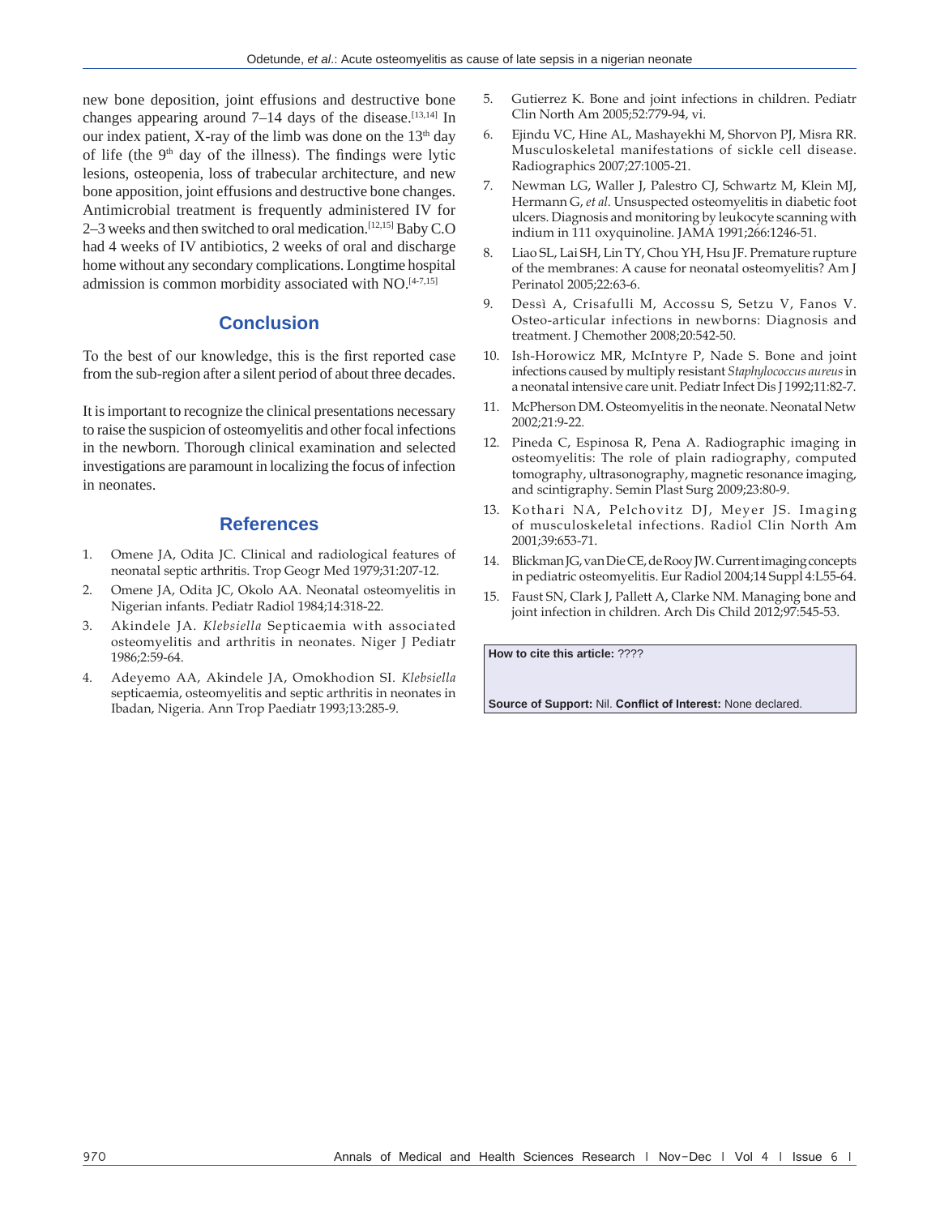new bone deposition, joint effusions and destructive bone changes appearing around 7–14 days of the disease.[13,14] In our index patient, X-ray of the limb was done on the 13th day of life (the 9th day of the illness). The findings were lytic lesions, osteopenia, loss of trabecular architecture, and new bone apposition, joint effusions and destructive bone changes. Antimicrobial treatment is frequently administered IV for 2–3 weeks and then switched to oral medication.[12,15] Baby C.O had 4 weeks of IV antibiotics, 2 weeks of oral and discharge home without any secondary complications. Longtime hospital admission is common morbidity associated with NO.[4-7,15]

## Conclusion

To the best of our knowledge, this is the first reported case from the sub-region after a silent period of about three decades.

It is important to recognize the clinical presentations necessary to raise the suspicion of osteomyelitis and other focal infections in the newborn. Thorough clinical examination and selected investigations are paramount in localizing the focus of infection in neonates.

## References

1. Omene JA, Odita JC. Clinical and radiological features of neonatal septic arthritis. Trop Geogr Med 1979;31:207-12.
2. Omene JA, Odita JC, Okolo AA. Neonatal osteomyelitis in Nigerian infants. Pediatr Radiol 1984;14:318-22.
3. Akindele JA. *Klebsiella* Septicaemia with associated osteomyelitis and arthritis in neonates. Niger J Pediatr 1986;2:59-64.
4. Adeyemo AA, Akindele JA, Omokhodion SI. *Klebsiella* septicaemia, osteomyelitis and septic arthritis in neonates in Ibadan, Nigeria. Ann Trop Paediatr 1993;13:285-9.
5. Gutierrez K. Bone and joint infections in children. Pediatr Clin North Am 2005;52:779-94, vi.
6. Ejindu VC, Hine AL, Mashayekhi M, Shorvon PJ, Misra RR. Musculoskeletal manifestations of sickle cell disease. Radiographics 2007;27:1005-21.
7. Newman LG, Waller J, Palestro CJ, Schwartz M, Klein MJ, Hermann G, *et al.* Unsuspected osteomyelitis in diabetic foot ulcers. Diagnosis and monitoring by leukocyte scanning with indium in 111 oxyquinoline. JAMA 1991;266:1246-51.
8. Liao SL, Lai SH, Lin TY, Chou YH, Hsu JF. Premature rupture of the membranes: A cause for neonatal osteomyelitis? Am J Perinatol 2005;22:63-6.
9. Dessì A, Crisafulli M, Accossu S, Setzu V, Fanos V. Osteo-articular infections in newborns: Diagnosis and treatment. J Chemother 2008;20:542-50.
10. Ish-Horowicz MR, McIntyre P, Nade S. Bone and joint infections caused by multiply resistant *Staphylococcus aureus* in a neonatal intensive care unit. Pediatr Infect Dis J 1992;11:82-7.
11. McPherson DM. Osteomyelitis in the neonate. Neonatal Netw 2002;21:9-22.
12. Pineda C, Espinosa R, Pena A. Radiographic imaging in osteomyelitis: The role of plain radiography, computed tomography, ultrasonography, magnetic resonance imaging, and scintigraphy. Semin Plast Surg 2009;23:80-9.
13. Kothari NA, Pelchovitz DJ, Meyer JS. Imaging of musculoskeletal infections. Radiol Clin North Am 2001;39:653-71.
14. Blickman JG, van Die CE, de Rooy JW. Current imaging concepts in pediatric osteomyelitis. Eur Radiol 2004;14 Suppl 4:L55-64.
15. Faust SN, Clark J, Pallett A, Clarke NM. Managing bone and joint infection in children. Arch Dis Child 2012;97:545-53.

**How to cite this article:** ????

**Source of Support:** Nil. **Conflict of Interest:** None declared.